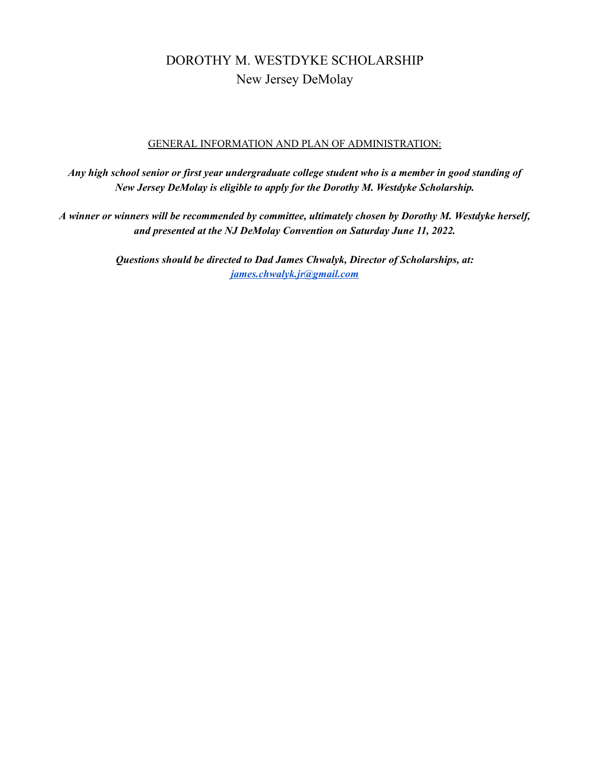# DOROTHY M. WESTDYKE SCHOLARSHIP

## New Jersey DeMolay

GENERAL INFORMATION AND PLAN OF ADMINISTRATION:

***Any high school senior or first year undergraduate college student who is a member in good standing of New Jersey DeMolay is eligible to apply for the Dorothy M. Westdyke Scholarship.***

***A winner or winners will be recommended by committee, ultimately chosen by Dorothy M. Westdyke herself, and presented at the NJ DeMolay Convention on Saturday June 11, 2022.***

***Questions should be directed to Dad James Chwalyk, Director of Scholarships, at: [james.chwalyk.jr@gmail.com](mailto:james.chwalyk.jr@gmail.com)***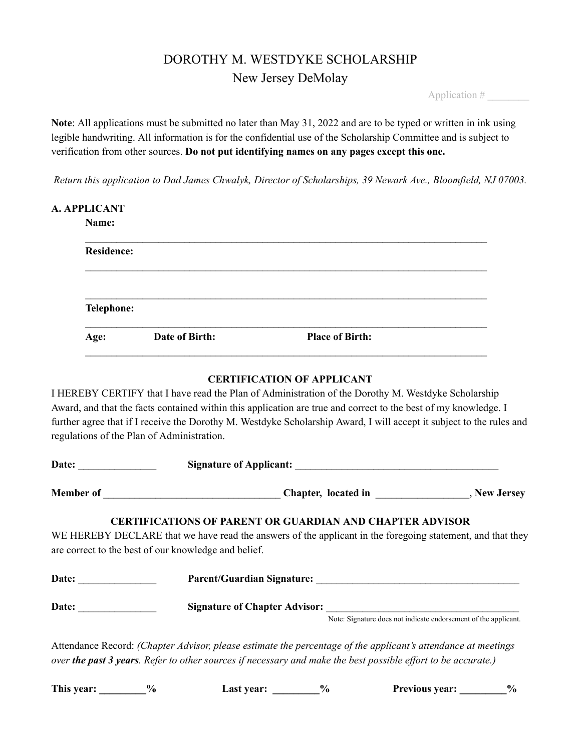# DOROTHY M. WESTDYKE SCHOLARSHIP

## New Jersey DeMolay

Application # ________

**Note**: All applications must be submitted no later than May 31, 2022 and are to be typed or written in ink using legible handwriting. All information is for the confidential use of the Scholarship Committee and is subject to verification from other sources. **Do not put identifying names on any pages except this one.**

*Return this application to Dad James Chwalyk, Director of Scholarships, 39 Newark Ave., Bloomfield, NJ 07003.*

**A. APPLICANT**

**Name:**

_______________________________________________________________________________

**Residence:**

_______________________________________________________________________________

_______________________________________________________________________________

**Telephone:**

_______________________________________________________________________________

**Age:** **Date of Birth:** **Place of Birth:**

_______________________________________________________________________________

**CERTIFICATION OF APPLICANT**

I HEREBY CERTIFY that I have read the Plan of Administration of the Dorothy M. Westdyke Scholarship Award, and that the facts contained within this application are true and correct to the best of my knowledge. I further agree that if I receive the Dorothy M. Westdyke Scholarship Award, I will accept it subject to the rules and regulations of the Plan of Administration.

**Date:** _______________ **Signature of Applicant:** _________________________________________

**Member of** __________________________________ **Chapter, located in** __________________, **New Jersey**

**CERTIFICATIONS OF PARENT OR GUARDIAN AND CHAPTER ADVISOR**

WE HEREBY DECLARE that we have read the answers of the applicant in the foregoing statement, and that they are correct to the best of our knowledge and belief.

**Date:** _______________ **Parent/Guardian Signature:** _________________________________________

**Date:** _______________ **Signature of Chapter Advisor:** _______________________________________

Note: Signature does not indicate endorsement of the applicant.

Attendance Record: *(Chapter Advisor, please estimate the percentage of the applicant's attendance at meetings over* ***the past 3 years****. Refer to other sources if necessary and make the best possible effort to be accurate.)*

**This year: _________%** **Last year: _________%** **Previous year: _________%**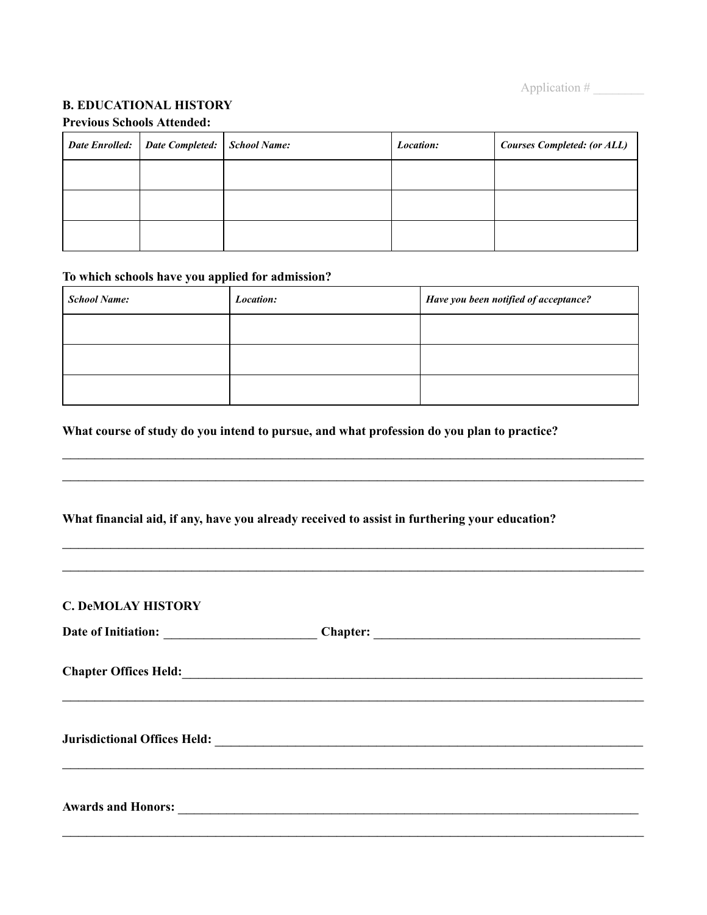Application # ________

**B. EDUCATIONAL HISTORY**

**Previous Schools Attended:**

| *Date Enrolled:* | *Date Completed:* | *School Name:* | *Location:* | *Courses Completed: (or ALL)* |
|---|---|---|---|---|
| | | | | |
| | | | | |
| | | | | |

**To which schools have you applied for admission?**

| *School Name:* | *Location:* | *Have you been notified of acceptance?* |
|---|---|---|
| | | |
| | | |
| | | |

**What course of study do you intend to pursue, and what profession do you plan to practice?**

______________________________________________________________________________

______________________________________________________________________________

**What financial aid, if any, have you already received to assist in furthering your education?**

______________________________________________________________________________

______________________________________________________________________________

**C. DeMOLAY HISTORY**

**Date of Initiation:** ________________________ **Chapter:** __________________________________________

**Chapter Offices Held:**_____________________________________________________________________________

______________________________________________________________________________

**Jurisdictional Offices Held:** ______________________________________________________________________

______________________________________________________________________________

**Awards and Honors:** ____________________________________________________________________________

______________________________________________________________________________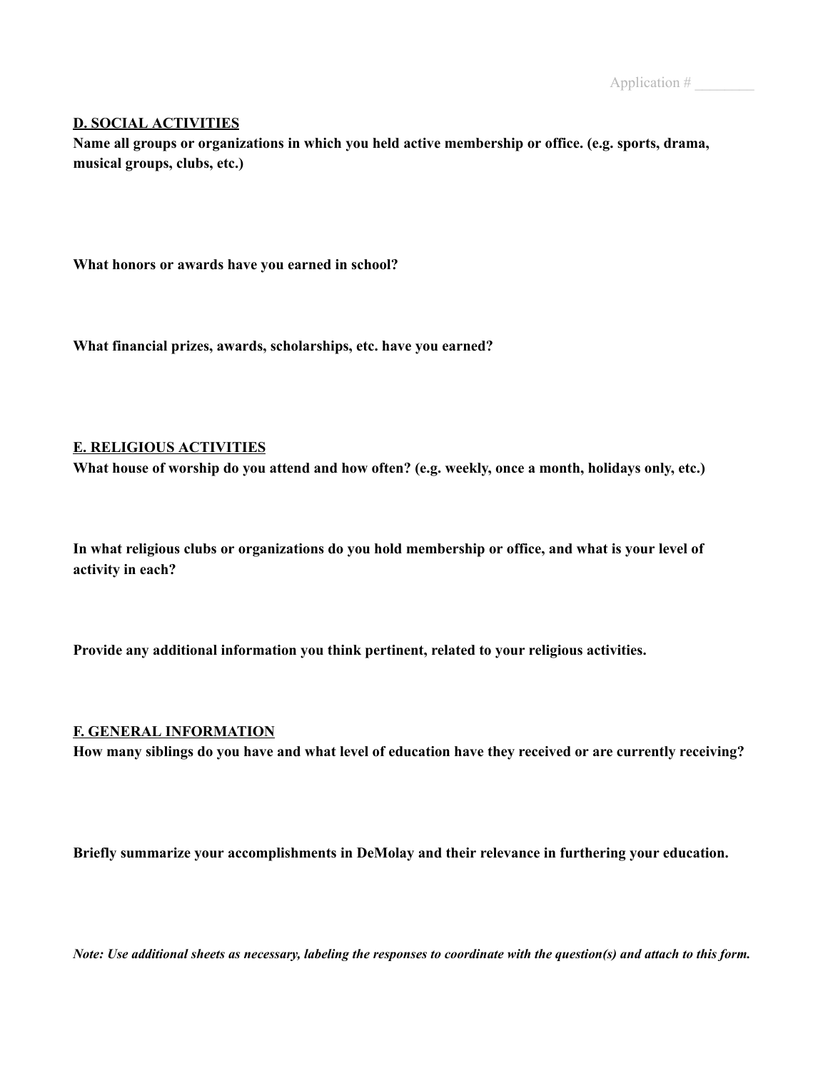Application # ________

**D. SOCIAL ACTIVITIES**

**Name all groups or organizations in which you held active membership or office. (e.g. sports, drama, musical groups, clubs, etc.)**

**What honors or awards have you earned in school?**

**What financial prizes, awards, scholarships, etc. have you earned?**

**E. RELIGIOUS ACTIVITIES**

**What house of worship do you attend and how often? (e.g. weekly, once a month, holidays only, etc.)**

**In what religious clubs or organizations do you hold membership or office, and what is your level of activity in each?**

**Provide any additional information you think pertinent, related to your religious activities.**

**F. GENERAL INFORMATION**

**How many siblings do you have and what level of education have they received or are currently receiving?**

**Briefly summarize your accomplishments in DeMolay and their relevance in furthering your education.**

***Note: Use additional sheets as necessary, labeling the responses to coordinate with the question(s) and attach to this form.***